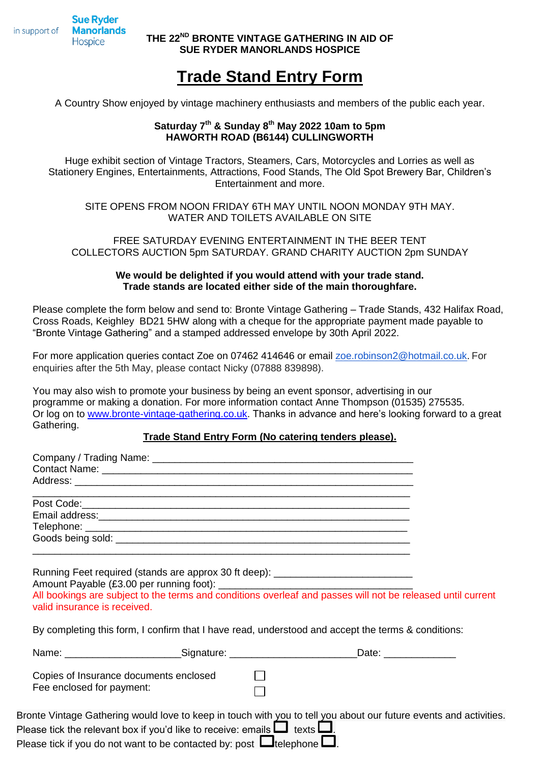in support of **Sue Ryder Manorlands** Hospice

**THE 22ND BRONTE VINTAGE GATHERING IN AID OF SUE RYDER MANORLANDS HOSPICE**

# Trade Stand Entry Form

A Country Show enjoyed by vintage machinery enthusiasts and members of the public each year.

**Saturday 7th & Sunday 8th May 2022 10am to 5pm**
**HAWORTH ROAD (B6144) CULLINGWORTH**

Huge exhibit section of Vintage Tractors, Steamers, Cars, Motorcycles and Lorries as well as Stationery Engines, Entertainments, Attractions, Food Stands, The Old Spot Brewery Bar, Children's Entertainment and more.

SITE OPENS FROM NOON FRIDAY 6TH MAY UNTIL NOON MONDAY 9TH MAY.
WATER AND TOILETS AVAILABLE ON SITE

FREE SATURDAY EVENING ENTERTAINMENT IN THE BEER TENT
COLLECTORS AUCTION 5pm SATURDAY. GRAND CHARITY AUCTION 2pm SUNDAY

**We would be delighted if you would attend with your trade stand.**
**Trade stands are located either side of the main thoroughfare.**

Please complete the form below and send to: Bronte Vintage Gathering – Trade Stands, 432 Halifax Road, Cross Roads, Keighley BD21 5HW along with a cheque for the appropriate payment made payable to "Bronte Vintage Gathering" and a stamped addressed envelope by 30th April 2022.

For more application queries contact Zoe on 07462 414646 or email zoe.robinson2@hotmail.co.uk. For enquiries after the 5th May, please contact Nicky (07888 839898).

You may also wish to promote your business by being an event sponsor, advertising in our programme or making a donation. For more information contact Anne Thompson (01535) 275535. Or log on to www.bronte-vintage-gathering.co.uk. Thanks in advance and here's looking forward to a great Gathering.

**Trade Stand Entry Form (No catering tenders please).**

Company / Trading Name: ______________________________________________
Contact Name: ______________________________________________________
Address: __________________________________________________________
_______________________________________________________________
Post Code:_________________________________________________________
Email address:______________________________________________________
Telephone: ________________________________________________________
Goods being sold: ___________________________________________________
_______________________________________________________________

Running Feet required (stands are approx 30 ft deep): _________________________
Amount Payable (£3.00 per running foot): __________________________________
All bookings are subject to the terms and conditions overleaf and passes will not be released until current valid insurance is received.

By completing this form, I confirm that I have read, understood and accept the terms & conditions:

Name: ____________________Signature: ______________________Date: ____________

Copies of Insurance documents enclosed ☐
Fee enclosed for payment: ☐

Bronte Vintage Gathering would love to keep in touch with you to tell you about our future events and activities.
Please tick the relevant box if you'd like to receive: emails ☐ texts ☐.
Please tick if you do not want to be contacted by: post ☐ telephone ☐.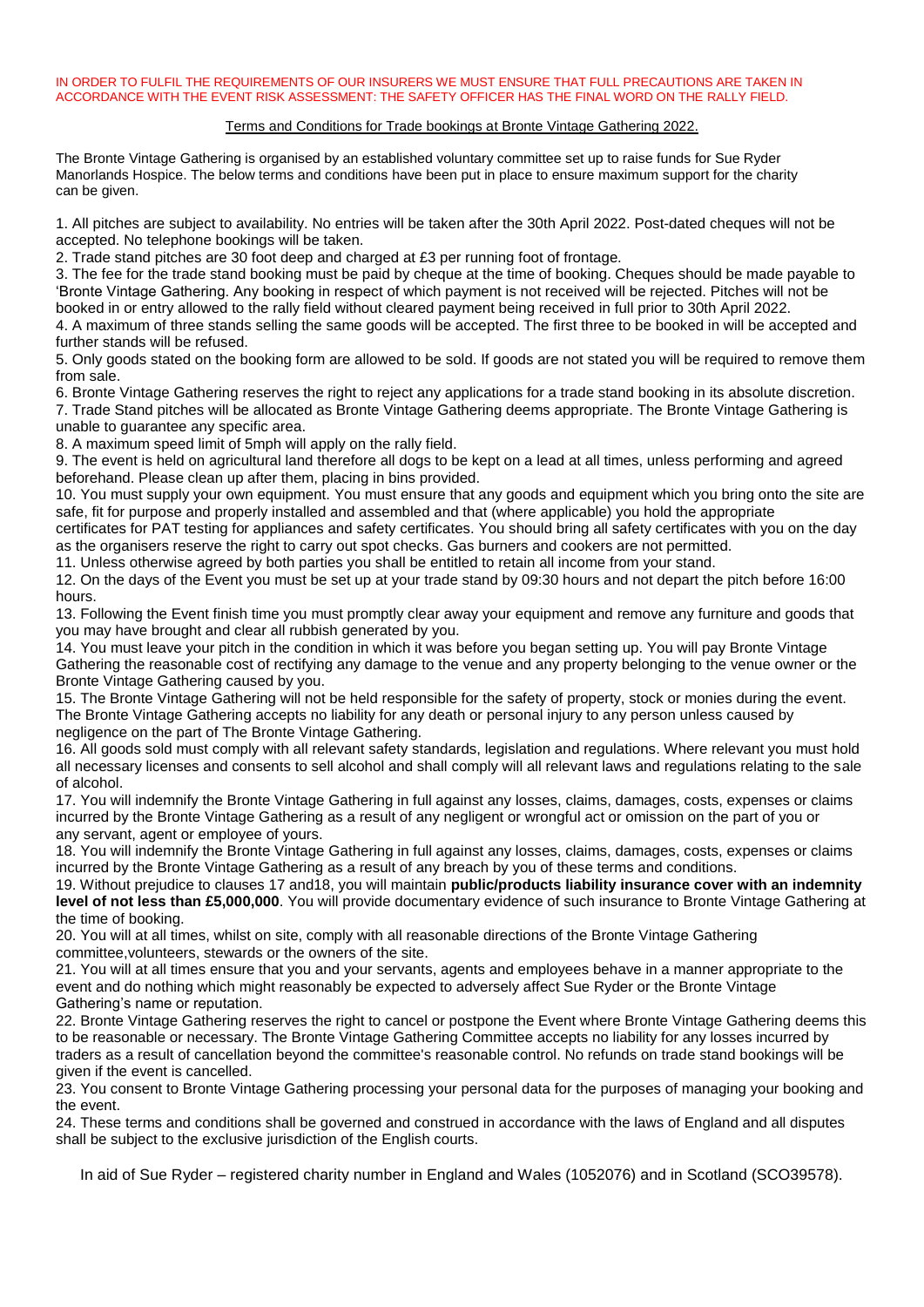IN ORDER TO FULFIL THE REQUIREMENTS OF OUR INSURERS WE MUST ENSURE THAT FULL PRECAUTIONS ARE TAKEN IN ACCORDANCE WITH THE EVENT RISK ASSESSMENT: THE SAFETY OFFICER HAS THE FINAL WORD ON THE RALLY FIELD.

## Terms and Conditions for Trade bookings at Bronte Vintage Gathering 2022.

The Bronte Vintage Gathering is organised by an established voluntary committee set up to raise funds for Sue Ryder Manorlands Hospice. The below terms and conditions have been put in place to ensure maximum support for the charity can be given.

1. All pitches are subject to availability. No entries will be taken after the 30th April 2022. Post-dated cheques will not be accepted. No telephone bookings will be taken.
2. Trade stand pitches are 30 foot deep and charged at £3 per running foot of frontage.
3. The fee for the trade stand booking must be paid by cheque at the time of booking. Cheques should be made payable to 'Bronte Vintage Gathering. Any booking in respect of which payment is not received will be rejected. Pitches will not be booked in or entry allowed to the rally field without cleared payment being received in full prior to 30th April 2022.
4. A maximum of three stands selling the same goods will be accepted. The first three to be booked in will be accepted and further stands will be refused.
5. Only goods stated on the booking form are allowed to be sold. If goods are not stated you will be required to remove them from sale.
6. Bronte Vintage Gathering reserves the right to reject any applications for a trade stand booking in its absolute discretion.
7. Trade Stand pitches will be allocated as Bronte Vintage Gathering deems appropriate. The Bronte Vintage Gathering is unable to guarantee any specific area.
8. A maximum speed limit of 5mph will apply on the rally field.
9. The event is held on agricultural land therefore all dogs to be kept on a lead at all times, unless performing and agreed beforehand. Please clean up after them, placing in bins provided.
10. You must supply your own equipment. You must ensure that any goods and equipment which you bring onto the site are safe, fit for purpose and properly installed and assembled and that (where applicable) you hold the appropriate certificates for PAT testing for appliances and safety certificates. You should bring all safety certificates with you on the day as the organisers reserve the right to carry out spot checks. Gas burners and cookers are not permitted.
11. Unless otherwise agreed by both parties you shall be entitled to retain all income from your stand.
12. On the days of the Event you must be set up at your trade stand by 09:30 hours and not depart the pitch before 16:00 hours.
13. Following the Event finish time you must promptly clear away your equipment and remove any furniture and goods that you may have brought and clear all rubbish generated by you.
14. You must leave your pitch in the condition in which it was before you began setting up. You will pay Bronte Vintage Gathering the reasonable cost of rectifying any damage to the venue and any property belonging to the venue owner or the Bronte Vintage Gathering caused by you.
15. The Bronte Vintage Gathering will not be held responsible for the safety of property, stock or monies during the event. The Bronte Vintage Gathering accepts no liability for any death or personal injury to any person unless caused by negligence on the part of The Bronte Vintage Gathering.
16. All goods sold must comply with all relevant safety standards, legislation and regulations. Where relevant you must hold all necessary licenses and consents to sell alcohol and shall comply will all relevant laws and regulations relating to the sale of alcohol.
17. You will indemnify the Bronte Vintage Gathering in full against any losses, claims, damages, costs, expenses or claims incurred by the Bronte Vintage Gathering as a result of any negligent or wrongful act or omission on the part of you or any servant, agent or employee of yours.
18. You will indemnify the Bronte Vintage Gathering in full against any losses, claims, damages, costs, expenses or claims incurred by the Bronte Vintage Gathering as a result of any breach by you of these terms and conditions.
19. Without prejudice to clauses 17 and18, you will maintain **public/products liability insurance cover with an indemnity level of not less than £5,000,000**. You will provide documentary evidence of such insurance to Bronte Vintage Gathering at the time of booking.
20. You will at all times, whilst on site, comply with all reasonable directions of the Bronte Vintage Gathering committee,volunteers, stewards or the owners of the site.
21. You will at all times ensure that you and your servants, agents and employees behave in a manner appropriate to the event and do nothing which might reasonably be expected to adversely affect Sue Ryder or the Bronte Vintage Gathering's name or reputation.
22. Bronte Vintage Gathering reserves the right to cancel or postpone the Event where Bronte Vintage Gathering deems this to be reasonable or necessary. The Bronte Vintage Gathering Committee accepts no liability for any losses incurred by traders as a result of cancellation beyond the committee's reasonable control. No refunds on trade stand bookings will be given if the event is cancelled.
23. You consent to Bronte Vintage Gathering processing your personal data for the purposes of managing your booking and the event.
24. These terms and conditions shall be governed and construed in accordance with the laws of England and all disputes shall be subject to the exclusive jurisdiction of the English courts.

In aid of Sue Ryder – registered charity number in England and Wales (1052076) and in Scotland (SCO39578).